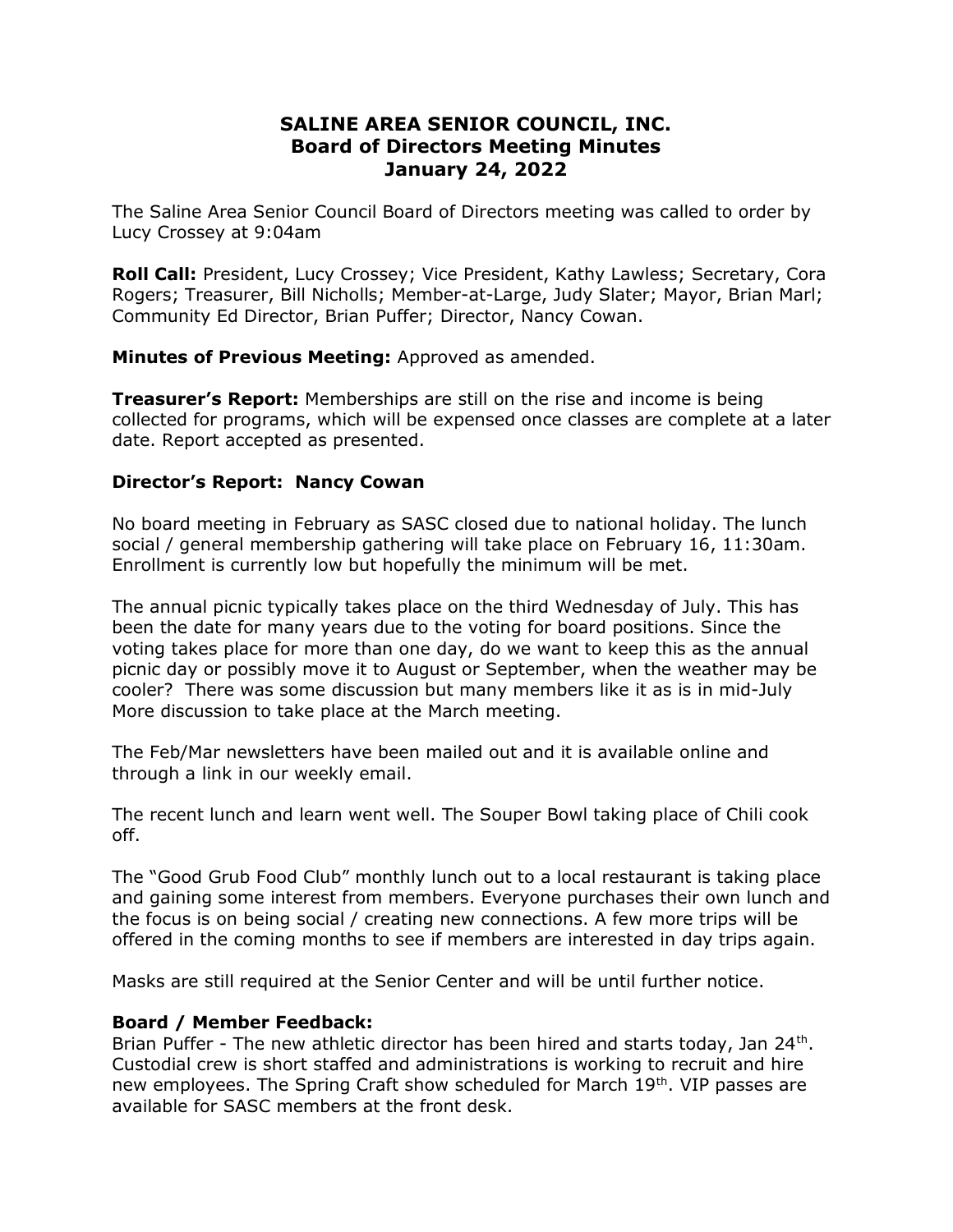# SALINE AREA SENIOR COUNCIL, INC.
## Board of Directors Meeting Minutes
## January 24, 2022

The Saline Area Senior Council Board of Directors meeting was called to order by Lucy Crossey at 9:04am

**Roll Call:** President, Lucy Crossey; Vice President, Kathy Lawless; Secretary, Cora Rogers; Treasurer, Bill Nicholls; Member-at-Large, Judy Slater; Mayor, Brian Marl; Community Ed Director, Brian Puffer; Director, Nancy Cowan.

**Minutes of Previous Meeting:** Approved as amended.

**Treasurer's Report:** Memberships are still on the rise and income is being collected for programs, which will be expensed once classes are complete at a later date. Report accepted as presented.

**Director's Report: Nancy Cowan**

No board meeting in February as SASC closed due to national holiday. The lunch social / general membership gathering will take place on February 16, 11:30am. Enrollment is currently low but hopefully the minimum will be met.

The annual picnic typically takes place on the third Wednesday of July. This has been the date for many years due to the voting for board positions. Since the voting takes place for more than one day, do we want to keep this as the annual picnic day or possibly move it to August or September, when the weather may be cooler? There was some discussion but many members like it as is in mid-July More discussion to take place at the March meeting.

The Feb/Mar newsletters have been mailed out and it is available online and through a link in our weekly email.

The recent lunch and learn went well. The Souper Bowl taking place of Chili cook off.

The "Good Grub Food Club" monthly lunch out to a local restaurant is taking place and gaining some interest from members. Everyone purchases their own lunch and the focus is on being social / creating new connections. A few more trips will be offered in the coming months to see if members are interested in day trips again.

Masks are still required at the Senior Center and will be until further notice.

**Board / Member Feedback:**

Brian Puffer - The new athletic director has been hired and starts today, Jan 24th. Custodial crew is short staffed and administrations is working to recruit and hire new employees. The Spring Craft show scheduled for March 19th. VIP passes are available for SASC members at the front desk.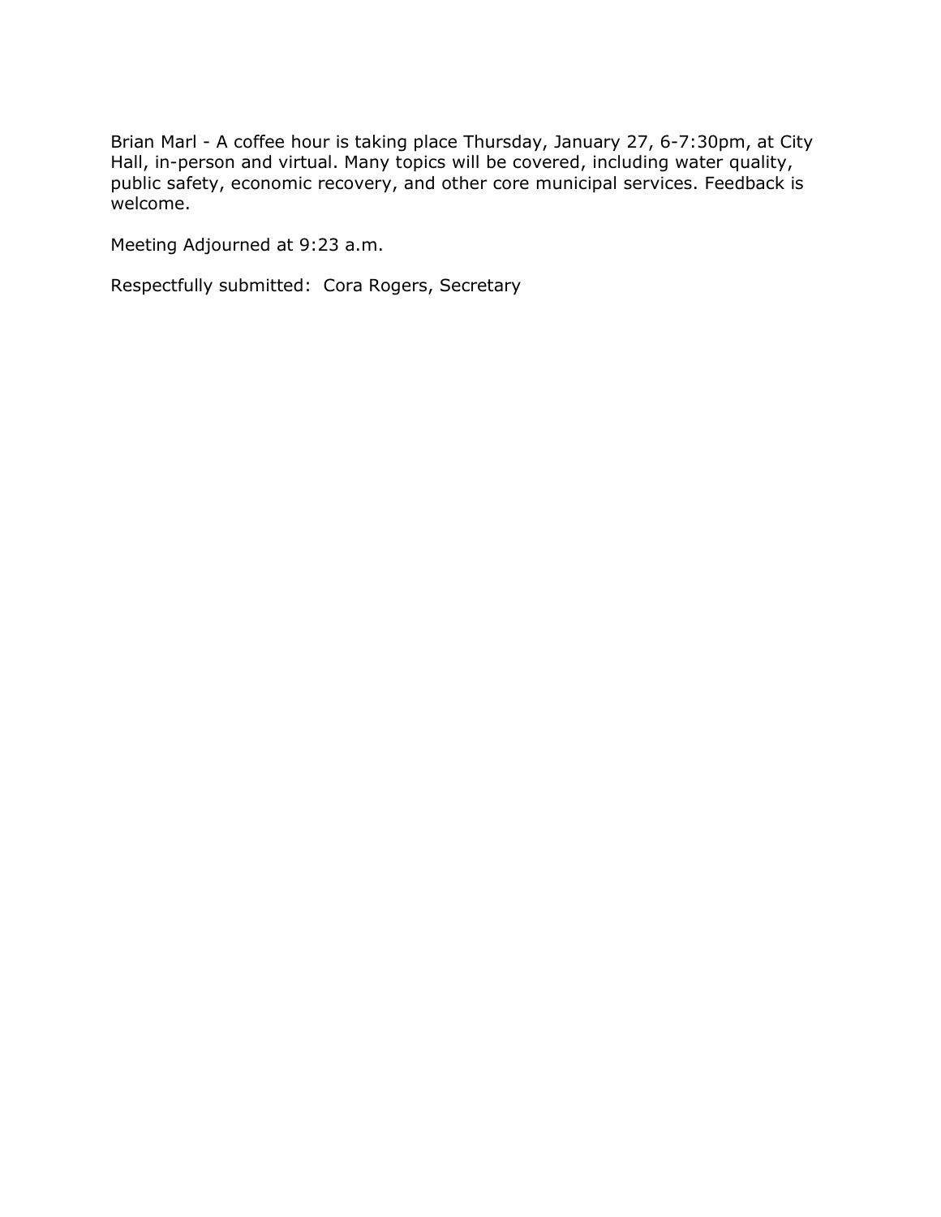Brian Marl - A coffee hour is taking place Thursday, January 27, 6-7:30pm, at City Hall, in-person and virtual. Many topics will be covered, including water quality, public safety, economic recovery, and other core municipal services. Feedback is welcome.

Meeting Adjourned at 9:23 a.m.

Respectfully submitted: Cora Rogers, Secretary